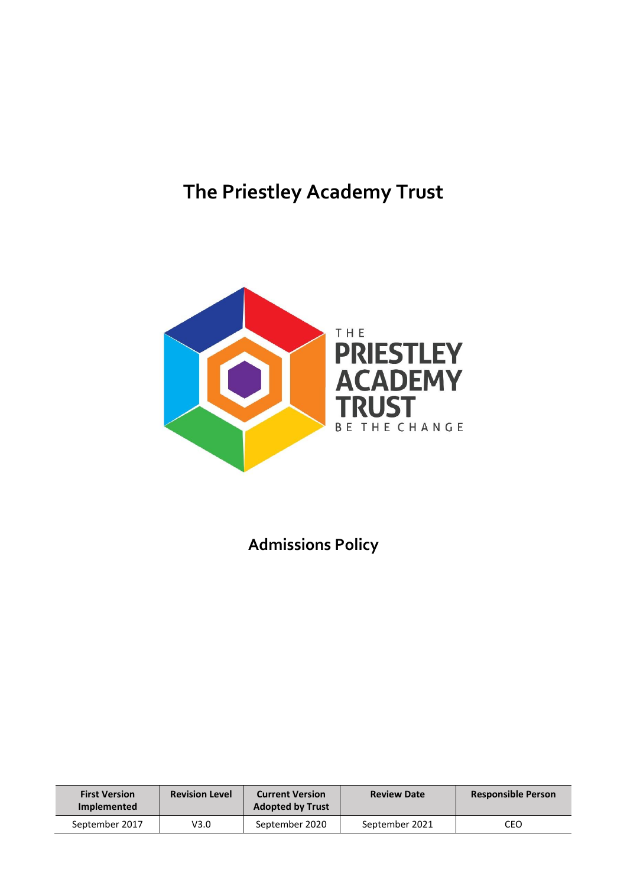# The Priestley Academy Trust

THE PRIESTLEY ACADEMY TRUST
BE THE CHANGE

## Admissions Policy

| First Version Implemented | Revision Level | Current Version Adopted by Trust | Review Date | Responsible Person |
|---|---|---|---|---|
| September 2017 | V3.0 | September 2020 | September 2021 | CEO |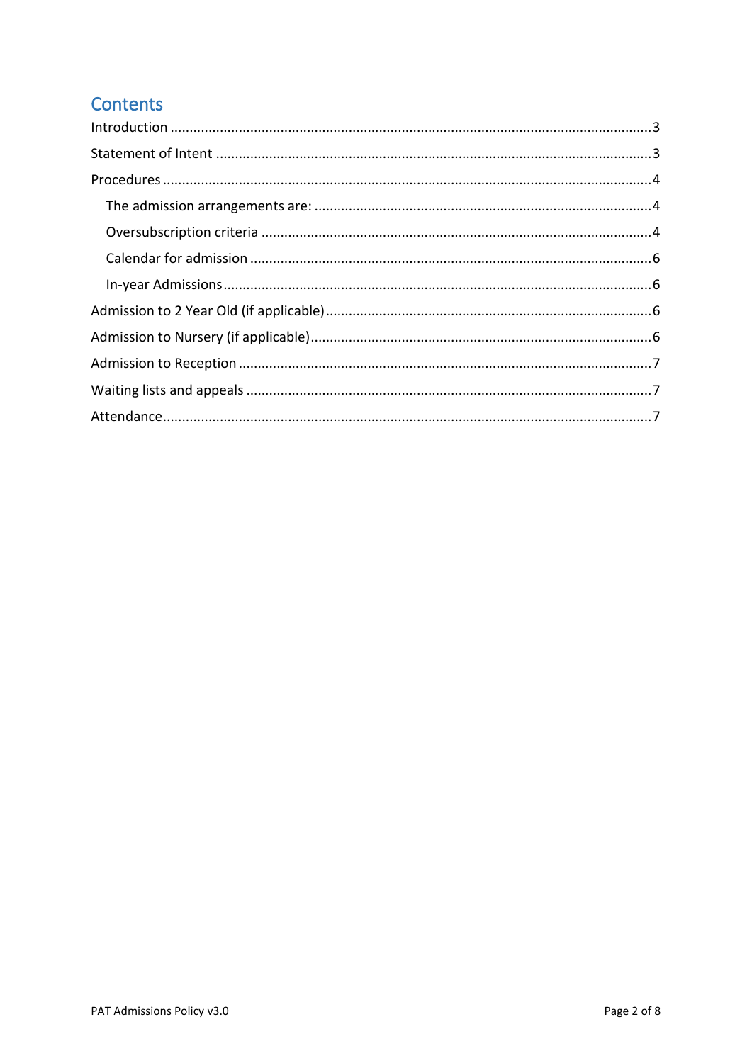# Contents

Introduction ........................................................................................................................... 3

Statement of Intent ................................................................................................................ 3

Procedures ............................................................................................................................. 4

- The admission arrangements are: ..................................................................................... 4
- Oversubscription criteria ................................................................................................... 4
- Calendar for admission ...................................................................................................... 6
- In-year Admissions ............................................................................................................. 6

Admission to 2 Year Old (if applicable) .................................................................................. 6

Admission to Nursery (if applicable) ...................................................................................... 6

Admission to Reception .......................................................................................................... 7

Waiting lists and appeals ....................................................................................................... 7

Attendance ............................................................................................................................. 7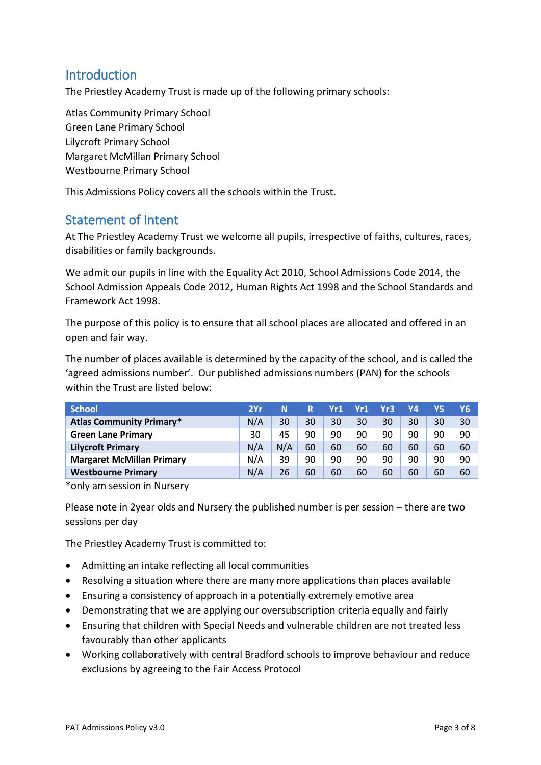## Introduction

The Priestley Academy Trust is made up of the following primary schools:

Atlas Community Primary School
Green Lane Primary School
Lilycroft Primary School
Margaret McMillan Primary School
Westbourne Primary School

This Admissions Policy covers all the schools within the Trust.

## Statement of Intent

At The Priestley Academy Trust we welcome all pupils, irrespective of faiths, cultures, races, disabilities or family backgrounds.

We admit our pupils in line with the Equality Act 2010, School Admissions Code 2014, the School Admission Appeals Code 2012, Human Rights Act 1998 and the School Standards and Framework Act 1998.

The purpose of this policy is to ensure that all school places are allocated and offered in an open and fair way.

The number of places available is determined by the capacity of the school, and is called the 'agreed admissions number'. Our published admissions numbers (PAN) for the schools within the Trust are listed below:

| School | 2Yr | N | R | Yr1 | Yr1 | Yr3 | Y4 | Y5 | Y6 |
|---|---|---|---|---|---|---|---|---|---|
| **Atlas Community Primary*** | N/A | 30 | 30 | 30 | 30 | 30 | 30 | 30 | 30 |
| **Green Lane Primary** | 30 | 45 | 90 | 90 | 90 | 90 | 90 | 90 | 90 |
| **Lilycroft Primary** | N/A | N/A | 60 | 60 | 60 | 60 | 60 | 60 | 60 |
| **Margaret McMillan Primary** | N/A | 39 | 90 | 90 | 90 | 90 | 90 | 90 | 90 |
| **Westbourne Primary** | N/A | 26 | 60 | 60 | 60 | 60 | 60 | 60 | 60 |

*only am session in Nursery

Please note in 2year olds and Nursery the published number is per session – there are two sessions per day

The Priestley Academy Trust is committed to:

- Admitting an intake reflecting all local communities
- Resolving a situation where there are many more applications than places available
- Ensuring a consistency of approach in a potentially extremely emotive area
- Demonstrating that we are applying our oversubscription criteria equally and fairly
- Ensuring that children with Special Needs and vulnerable children are not treated less favourably than other applicants
- Working collaboratively with central Bradford schools to improve behaviour and reduce exclusions by agreeing to the Fair Access Protocol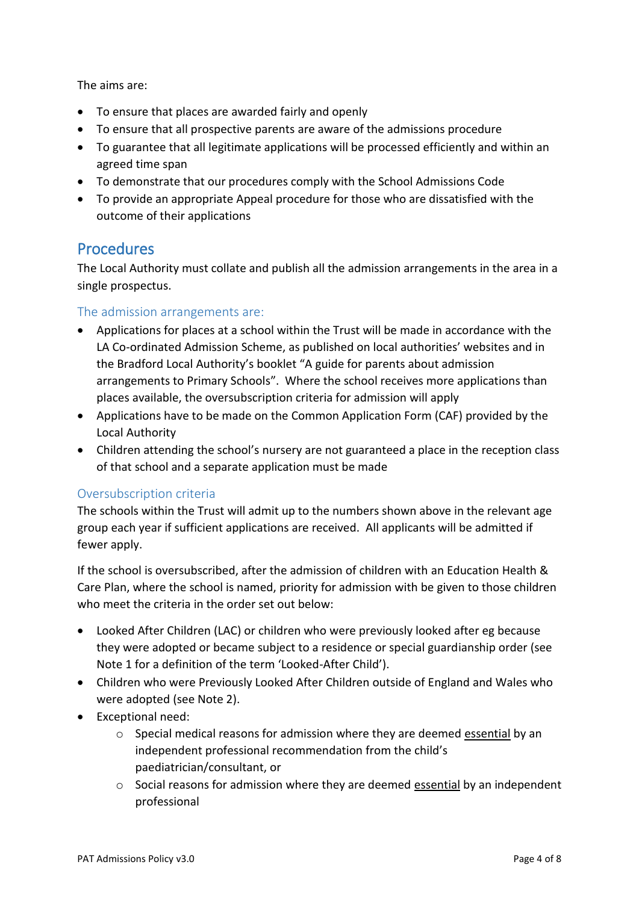The aims are:

- To ensure that places are awarded fairly and openly
- To ensure that all prospective parents are aware of the admissions procedure
- To guarantee that all legitimate applications will be processed efficiently and within an agreed time span
- To demonstrate that our procedures comply with the School Admissions Code
- To provide an appropriate Appeal procedure for those who are dissatisfied with the outcome of their applications

## Procedures

The Local Authority must collate and publish all the admission arrangements in the area in a single prospectus.

### The admission arrangements are:

- Applications for places at a school within the Trust will be made in accordance with the LA Co-ordinated Admission Scheme, as published on local authorities' websites and in the Bradford Local Authority's booklet "A guide for parents about admission arrangements to Primary Schools". Where the school receives more applications than places available, the oversubscription criteria for admission will apply
- Applications have to be made on the Common Application Form (CAF) provided by the Local Authority
- Children attending the school's nursery are not guaranteed a place in the reception class of that school and a separate application must be made

### Oversubscription criteria

The schools within the Trust will admit up to the numbers shown above in the relevant age group each year if sufficient applications are received. All applicants will be admitted if fewer apply.

If the school is oversubscribed, after the admission of children with an Education Health & Care Plan, where the school is named, priority for admission with be given to those children who meet the criteria in the order set out below:

- Looked After Children (LAC) or children who were previously looked after eg because they were adopted or became subject to a residence or special guardianship order (see Note 1 for a definition of the term 'Looked-After Child').
- Children who were Previously Looked After Children outside of England and Wales who were adopted (see Note 2).
- Exceptional need:
    - Special medical reasons for admission where they are deemed essential by an independent professional recommendation from the child's paediatrician/consultant, or
    - Social reasons for admission where they are deemed essential by an independent professional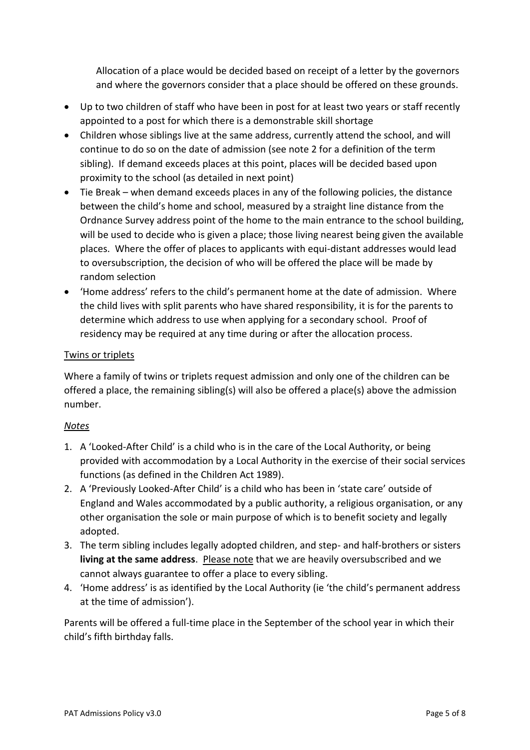Allocation of a place would be decided based on receipt of a letter by the governors and where the governors consider that a place should be offered on these grounds.

- Up to two children of staff who have been in post for at least two years or staff recently appointed to a post for which there is a demonstrable skill shortage
- Children whose siblings live at the same address, currently attend the school, and will continue to do so on the date of admission (see note 2 for a definition of the term sibling). If demand exceeds places at this point, places will be decided based upon proximity to the school (as detailed in next point)
- Tie Break – when demand exceeds places in any of the following policies, the distance between the child's home and school, measured by a straight line distance from the Ordnance Survey address point of the home to the main entrance to the school building, will be used to decide who is given a place; those living nearest being given the available places. Where the offer of places to applicants with equi-distant addresses would lead to oversubscription, the decision of who will be offered the place will be made by random selection
- 'Home address' refers to the child's permanent home at the date of admission. Where the child lives with split parents who have shared responsibility, it is for the parents to determine which address to use when applying for a secondary school. Proof of residency may be required at any time during or after the allocation process.

Twins or triplets

Where a family of twins or triplets request admission and only one of the children can be offered a place, the remaining sibling(s) will also be offered a place(s) above the admission number.

*Notes*

1. A 'Looked-After Child' is a child who is in the care of the Local Authority, or being provided with accommodation by a Local Authority in the exercise of their social services functions (as defined in the Children Act 1989).
2. A 'Previously Looked-After Child' is a child who has been in 'state care' outside of England and Wales accommodated by a public authority, a religious organisation, or any other organisation the sole or main purpose of which is to benefit society and legally adopted.
3. The term sibling includes legally adopted children, and step- and half-brothers or sisters **living at the same address**. Please note that we are heavily oversubscribed and we cannot always guarantee to offer a place to every sibling.
4. 'Home address' is as identified by the Local Authority (ie 'the child's permanent address at the time of admission').

Parents will be offered a full-time place in the September of the school year in which their child's fifth birthday falls.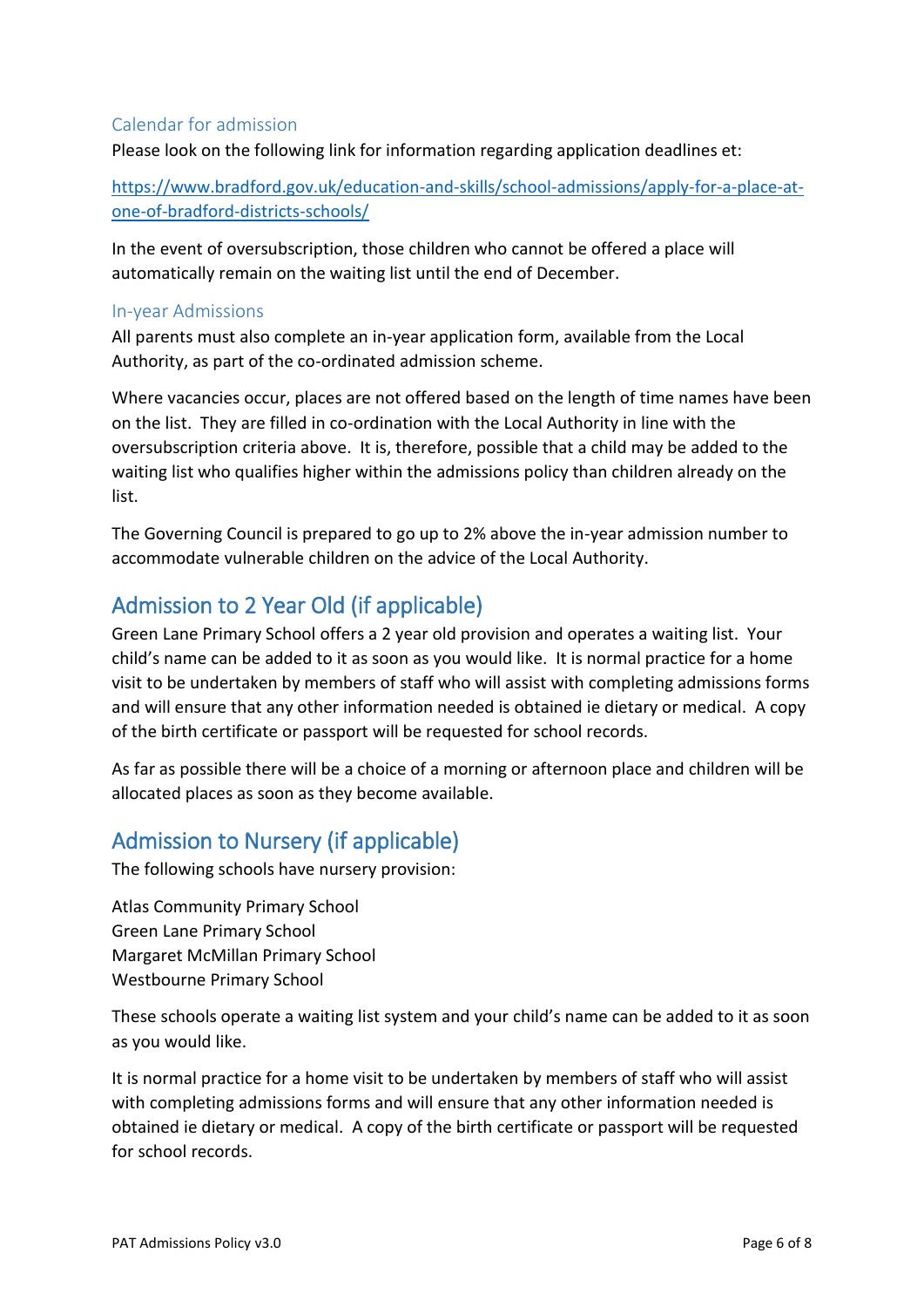### Calendar for admission

Please look on the following link for information regarding application deadlines et:

https://www.bradford.gov.uk/education-and-skills/school-admissions/apply-for-a-place-at-one-of-bradford-districts-schools/

In the event of oversubscription, those children who cannot be offered a place will automatically remain on the waiting list until the end of December.

### In-year Admissions

All parents must also complete an in-year application form, available from the Local Authority, as part of the co-ordinated admission scheme.

Where vacancies occur, places are not offered based on the length of time names have been on the list. They are filled in co-ordination with the Local Authority in line with the oversubscription criteria above. It is, therefore, possible that a child may be added to the waiting list who qualifies higher within the admissions policy than children already on the list.

The Governing Council is prepared to go up to 2% above the in-year admission number to accommodate vulnerable children on the advice of the Local Authority.

## Admission to 2 Year Old (if applicable)

Green Lane Primary School offers a 2 year old provision and operates a waiting list. Your child's name can be added to it as soon as you would like. It is normal practice for a home visit to be undertaken by members of staff who will assist with completing admissions forms and will ensure that any other information needed is obtained ie dietary or medical. A copy of the birth certificate or passport will be requested for school records.

As far as possible there will be a choice of a morning or afternoon place and children will be allocated places as soon as they become available.

## Admission to Nursery (if applicable)

The following schools have nursery provision:

Atlas Community Primary School
Green Lane Primary School
Margaret McMillan Primary School
Westbourne Primary School

These schools operate a waiting list system and your child's name can be added to it as soon as you would like.

It is normal practice for a home visit to be undertaken by members of staff who will assist with completing admissions forms and will ensure that any other information needed is obtained ie dietary or medical. A copy of the birth certificate or passport will be requested for school records.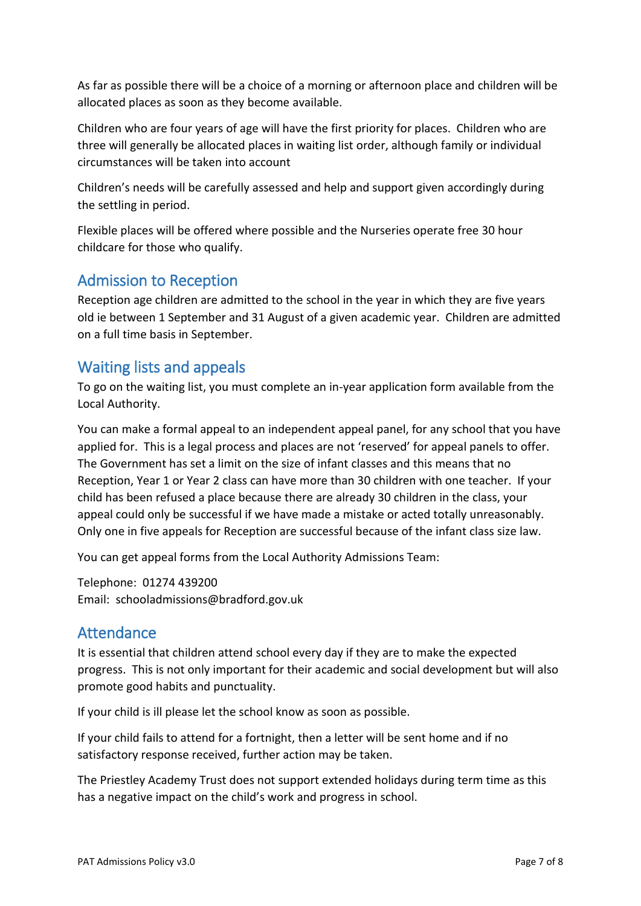As far as possible there will be a choice of a morning or afternoon place and children will be allocated places as soon as they become available.

Children who are four years of age will have the first priority for places. Children who are three will generally be allocated places in waiting list order, although family or individual circumstances will be taken into account

Children's needs will be carefully assessed and help and support given accordingly during the settling in period.

Flexible places will be offered where possible and the Nurseries operate free 30 hour childcare for those who qualify.

## Admission to Reception

Reception age children are admitted to the school in the year in which they are five years old ie between 1 September and 31 August of a given academic year. Children are admitted on a full time basis in September.

## Waiting lists and appeals

To go on the waiting list, you must complete an in-year application form available from the Local Authority.

You can make a formal appeal to an independent appeal panel, for any school that you have applied for. This is a legal process and places are not 'reserved' for appeal panels to offer. The Government has set a limit on the size of infant classes and this means that no Reception, Year 1 or Year 2 class can have more than 30 children with one teacher. If your child has been refused a place because there are already 30 children in the class, your appeal could only be successful if we have made a mistake or acted totally unreasonably. Only one in five appeals for Reception are successful because of the infant class size law.

You can get appeal forms from the Local Authority Admissions Team:

Telephone: 01274 439200
Email: schooladmissions@bradford.gov.uk

## Attendance

It is essential that children attend school every day if they are to make the expected progress. This is not only important for their academic and social development but will also promote good habits and punctuality.

If your child is ill please let the school know as soon as possible.

If your child fails to attend for a fortnight, then a letter will be sent home and if no satisfactory response received, further action may be taken.

The Priestley Academy Trust does not support extended holidays during term time as this has a negative impact on the child's work and progress in school.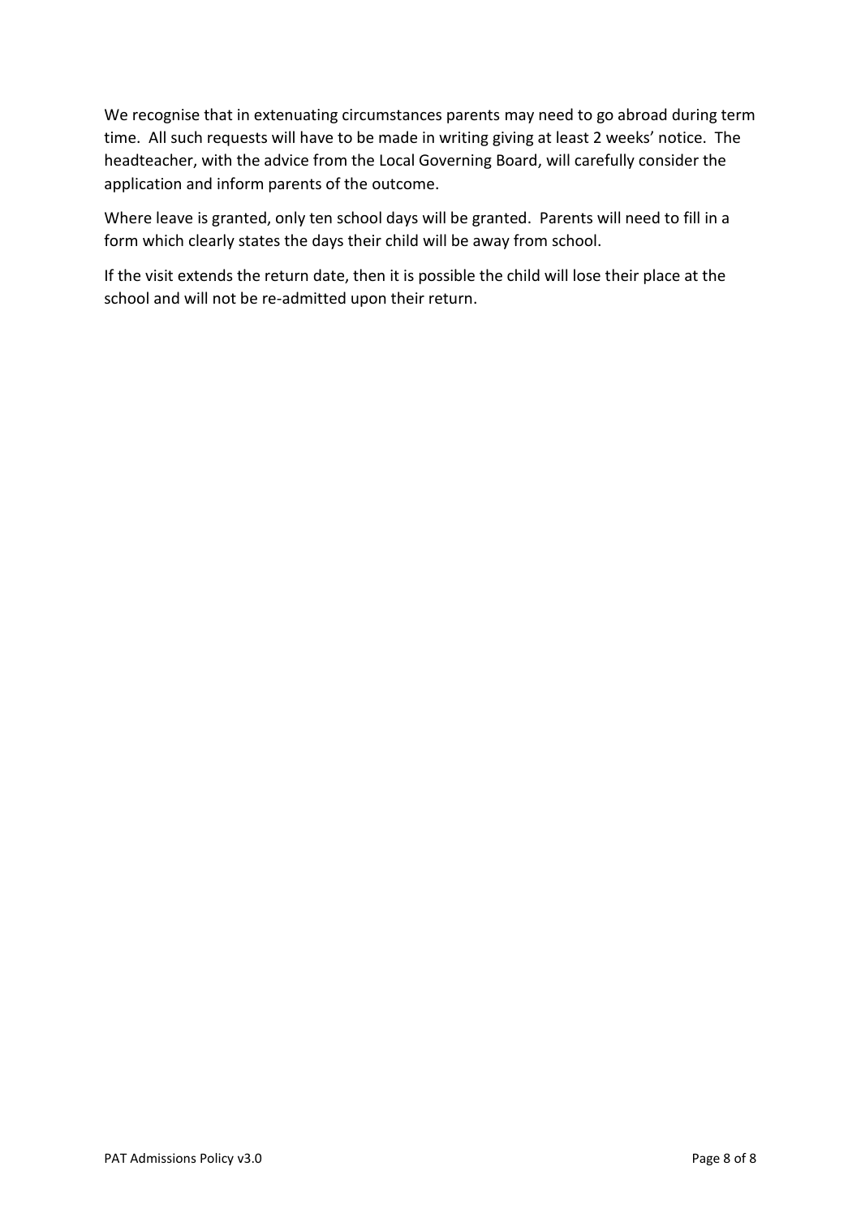We recognise that in extenuating circumstances parents may need to go abroad during term time. All such requests will have to be made in writing giving at least 2 weeks' notice. The headteacher, with the advice from the Local Governing Board, will carefully consider the application and inform parents of the outcome.

Where leave is granted, only ten school days will be granted. Parents will need to fill in a form which clearly states the days their child will be away from school.

If the visit extends the return date, then it is possible the child will lose their place at the school and will not be re-admitted upon their return.